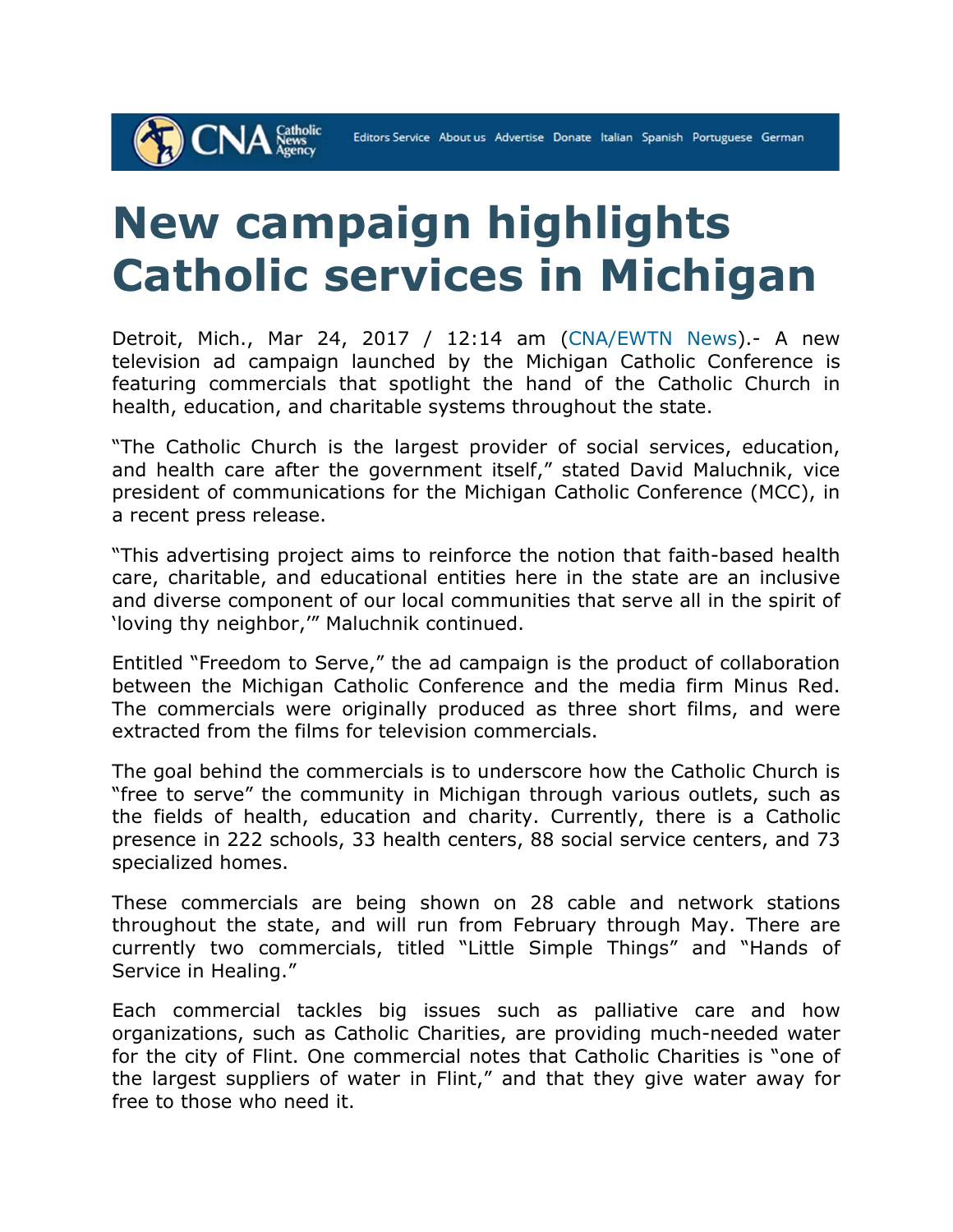# New campaign highlights Catholic services in Michigan

Detroit, Mich., Mar 24, 2017 / 12:14 am (CNA/EWTN News).- A new television ad campaign launched by the Michigan Catholic Conference is featuring commercials that spotlight the hand of the Catholic Church in health, education, and charitable systems throughout the state.

"The Catholic Church is the largest provider of social services, education, and health care after the government itself," stated David Maluchnik, vice president of communications for the Michigan Catholic Conference (MCC), in a recent press release.

"This advertising project aims to reinforce the notion that faith-based health care, charitable, and educational entities here in the state are an inclusive and diverse component of our local communities that serve all in the spirit of 'loving thy neighbor,'" Maluchnik continued.

Entitled "Freedom to Serve," the ad campaign is the product of collaboration between the Michigan Catholic Conference and the media firm Minus Red. The commercials were originally produced as three short films, and were extracted from the films for television commercials.

The goal behind the commercials is to underscore how the Catholic Church is "free to serve" the community in Michigan through various outlets, such as the fields of health, education and charity. Currently, there is a Catholic presence in 222 schools, 33 health centers, 88 social service centers, and 73 specialized homes.

These commercials are being shown on 28 cable and network stations throughout the state, and will run from February through May. There are currently two commercials, titled "Little Simple Things" and "Hands of Service in Healing."

Each commercial tackles big issues such as palliative care and how organizations, such as Catholic Charities, are providing much-needed water for the city of Flint. One commercial notes that Catholic Charities is "one of the largest suppliers of water in Flint," and that they give water away for free to those who need it.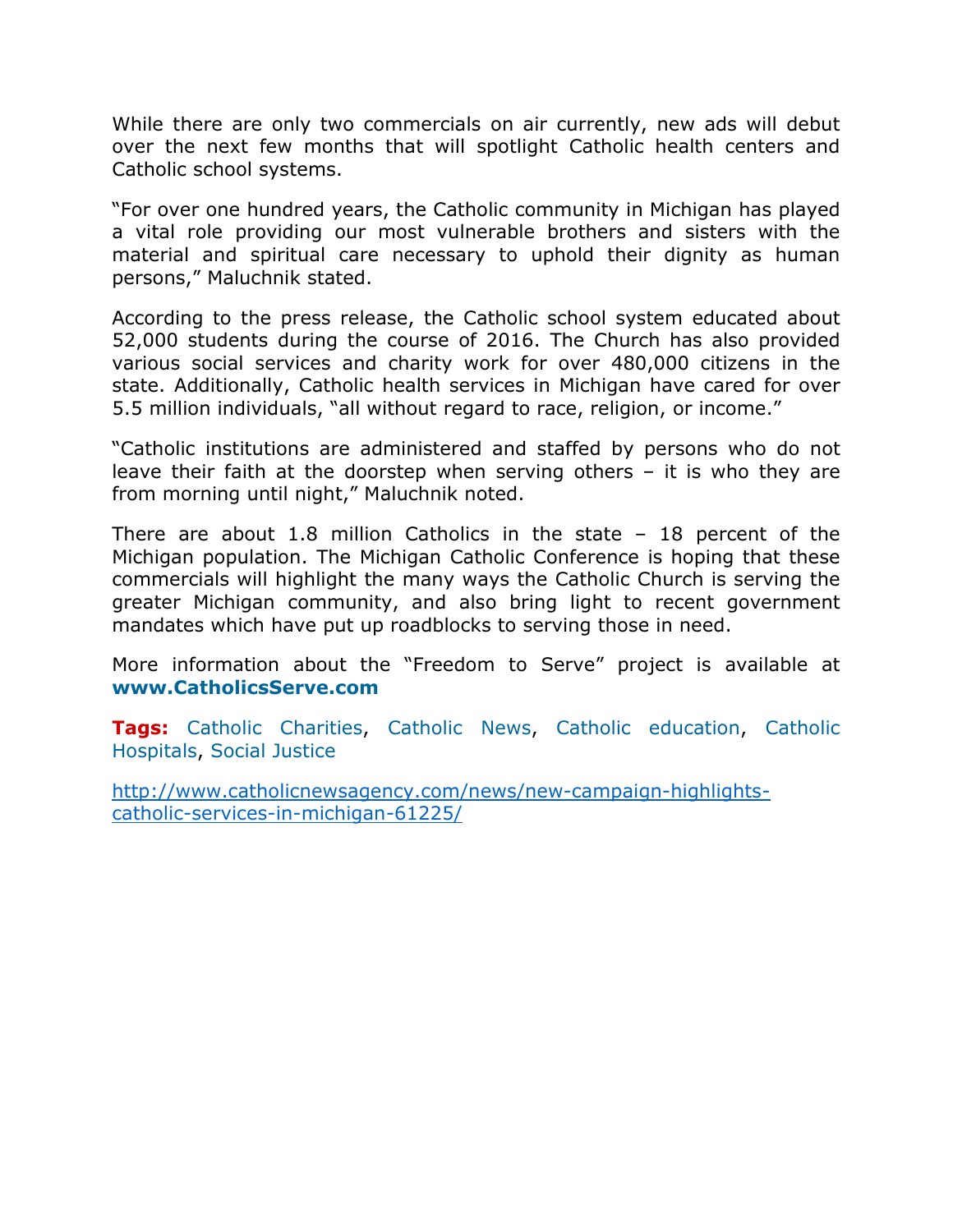While there are only two commercials on air currently, new ads will debut over the next few months that will spotlight Catholic health centers and Catholic school systems.

"For over one hundred years, the Catholic community in Michigan has played a vital role providing our most vulnerable brothers and sisters with the material and spiritual care necessary to uphold their dignity as human persons," Maluchnik stated.

According to the press release, the Catholic school system educated about 52,000 students during the course of 2016. The Church has also provided various social services and charity work for over 480,000 citizens in the state. Additionally, Catholic health services in Michigan have cared for over 5.5 million individuals, "all without regard to race, religion, or income."

"Catholic institutions are administered and staffed by persons who do not leave their faith at the doorstep when serving others – it is who they are from morning until night," Maluchnik noted.

There are about 1.8 million Catholics in the state – 18 percent of the Michigan population. The Michigan Catholic Conference is hoping that these commercials will highlight the many ways the Catholic Church is serving the greater Michigan community, and also bring light to recent government mandates which have put up roadblocks to serving those in need.

More information about the "Freedom to Serve" project is available at **www.CatholicsServe.com**

**Tags:** Catholic Charities, Catholic News, Catholic education, Catholic Hospitals, Social Justice

http://www.catholicnewsagency.com/news/new-campaign-highlights-catholic-services-in-michigan-61225/